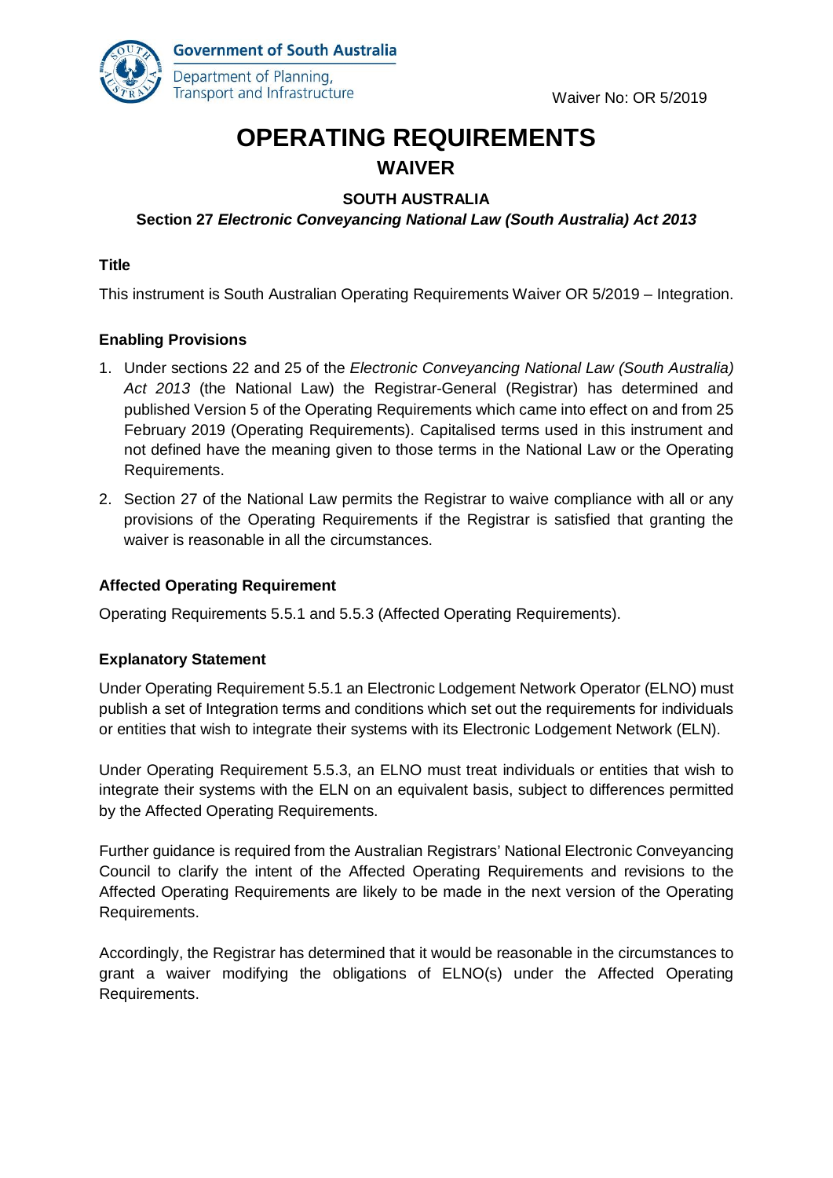Government of South Australia
Department of Planning, Transport and Infrastructure

Waiver No: OR 5/2019

# OPERATING REQUIREMENTS

## WAIVER

**SOUTH AUSTRALIA**

**Section 27 *Electronic Conveyancing National Law (South Australia) Act 2013***

### Title

This instrument is South Australian Operating Requirements Waiver OR 5/2019 – Integration.

### Enabling Provisions

1. Under sections 22 and 25 of the *Electronic Conveyancing National Law (South Australia) Act 2013* (the National Law) the Registrar-General (Registrar) has determined and published Version 5 of the Operating Requirements which came into effect on and from 25 February 2019 (Operating Requirements). Capitalised terms used in this instrument and not defined have the meaning given to those terms in the National Law or the Operating Requirements.
2. Section 27 of the National Law permits the Registrar to waive compliance with all or any provisions of the Operating Requirements if the Registrar is satisfied that granting the waiver is reasonable in all the circumstances.

### Affected Operating Requirement

Operating Requirements 5.5.1 and 5.5.3 (Affected Operating Requirements).

### Explanatory Statement

Under Operating Requirement 5.5.1 an Electronic Lodgement Network Operator (ELNO) must publish a set of Integration terms and conditions which set out the requirements for individuals or entities that wish to integrate their systems with its Electronic Lodgement Network (ELN).

Under Operating Requirement 5.5.3, an ELNO must treat individuals or entities that wish to integrate their systems with the ELN on an equivalent basis, subject to differences permitted by the Affected Operating Requirements.

Further guidance is required from the Australian Registrars' National Electronic Conveyancing Council to clarify the intent of the Affected Operating Requirements and revisions to the Affected Operating Requirements are likely to be made in the next version of the Operating Requirements.

Accordingly, the Registrar has determined that it would be reasonable in the circumstances to grant a waiver modifying the obligations of ELNO(s) under the Affected Operating Requirements.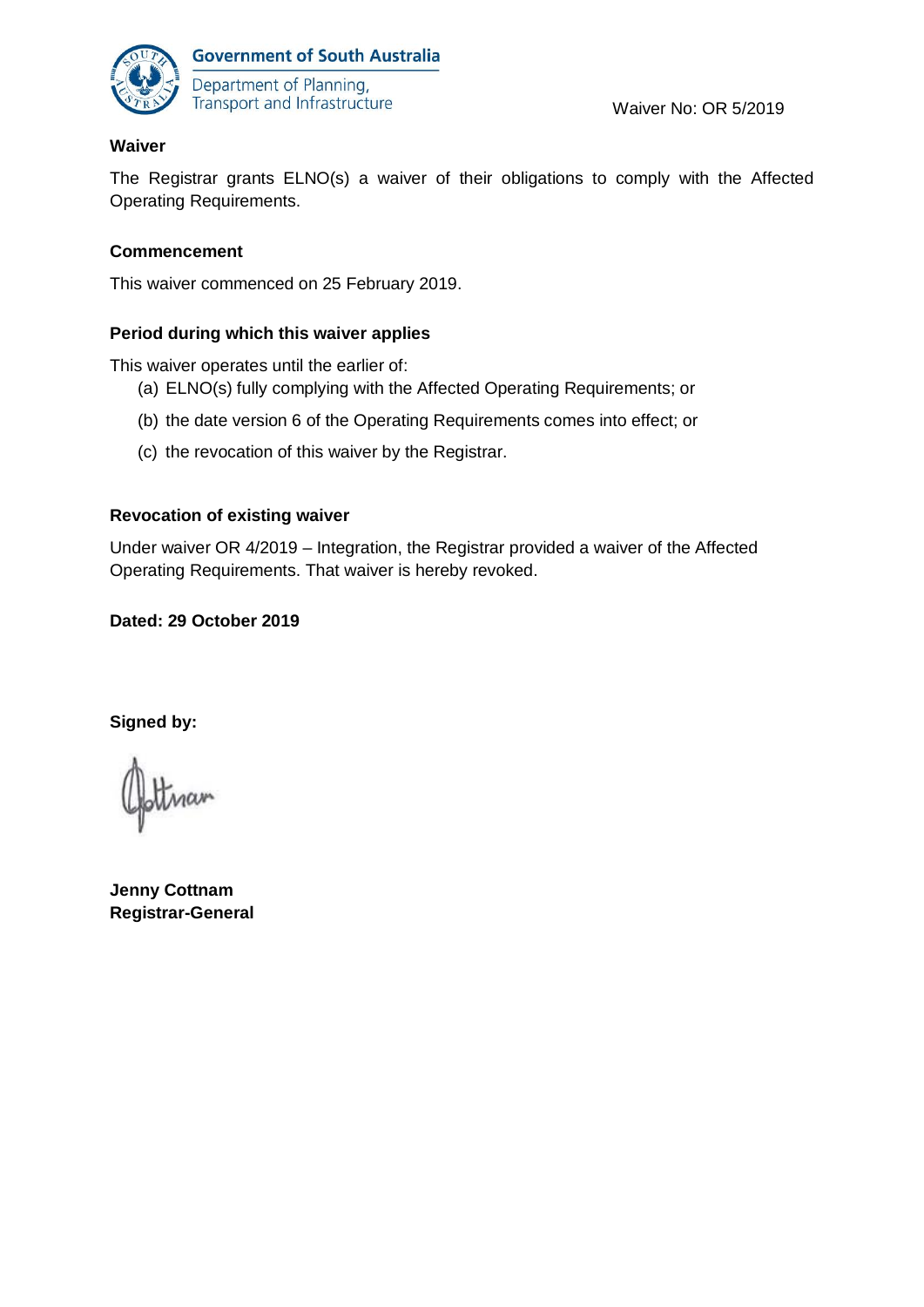Government of South Australia
Department of Planning, Transport and Infrastructure

Waiver No: OR 5/2019

### Waiver

The Registrar grants ELNO(s) a waiver of their obligations to comply with the Affected Operating Requirements.

### Commencement

This waiver commenced on 25 February 2019.

### Period during which this waiver applies

This waiver operates until the earlier of:

(a) ELNO(s) fully complying with the Affected Operating Requirements; or

(b) the date version 6 of the Operating Requirements comes into effect; or

(c) the revocation of this waiver by the Registrar.

### Revocation of existing waiver

Under waiver OR 4/2019 – Integration, the Registrar provided a waiver of the Affected Operating Requirements. That waiver is hereby revoked.

**Dated: 29 October 2019**

**Signed by:**

**Jenny Cottnam**
**Registrar-General**